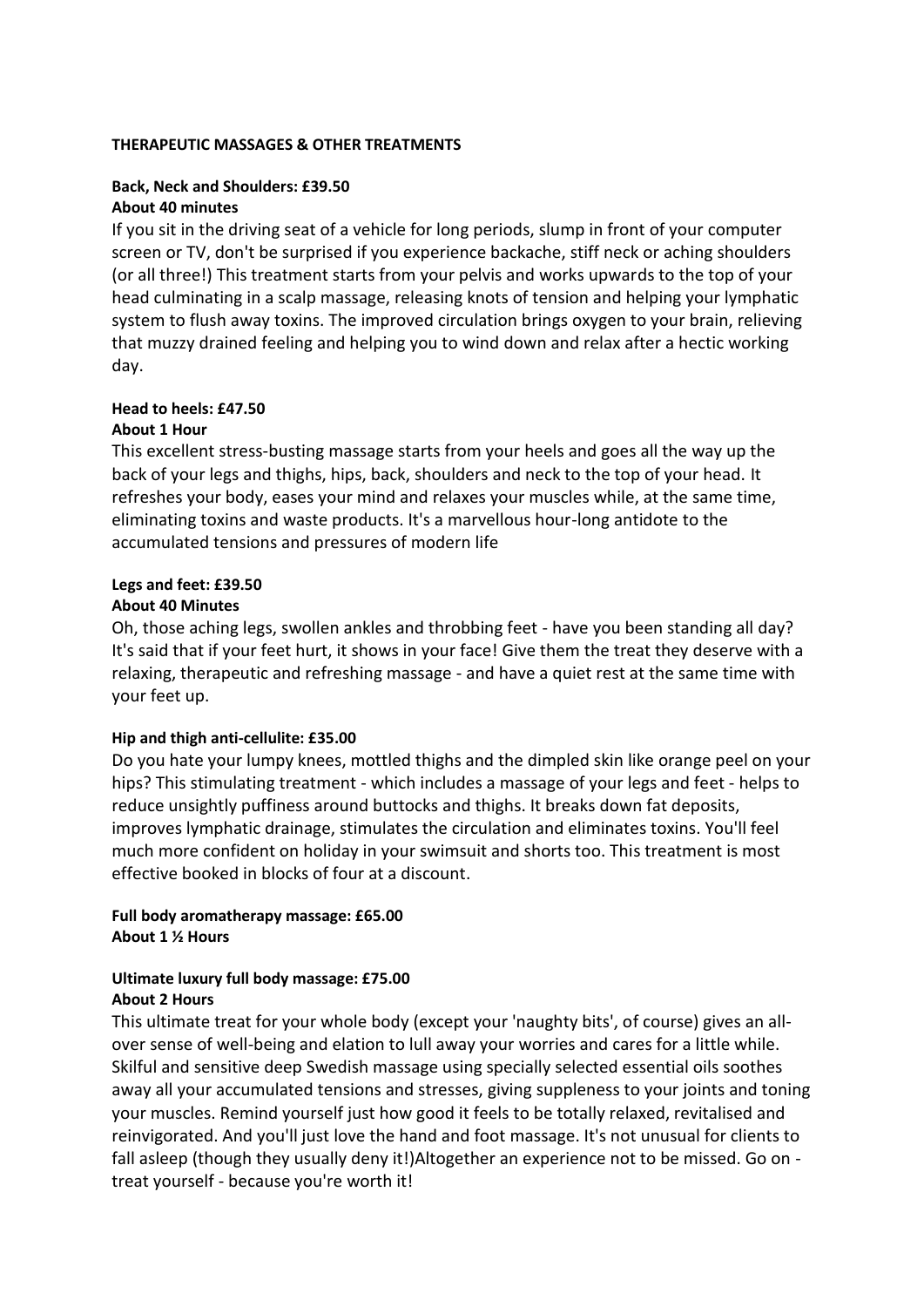**THERAPEUTIC MASSAGES & OTHER TREATMENTS**

**Back, Neck and Shoulders: £39.50**
**About 40 minutes**

If you sit in the driving seat of a vehicle for long periods, slump in front of your computer screen or TV, don't be surprised if you experience backache, stiff neck or aching shoulders (or all three!) This treatment starts from your pelvis and works upwards to the top of your head culminating in a scalp massage, releasing knots of tension and helping your lymphatic system to flush away toxins. The improved circulation brings oxygen to your brain, relieving that muzzy drained feeling and helping you to wind down and relax after a hectic working day.

**Head to heels: £47.50**
**About 1 Hour**

This excellent stress-busting massage starts from your heels and goes all the way up the back of your legs and thighs, hips, back, shoulders and neck to the top of your head. It refreshes your body, eases your mind and relaxes your muscles while, at the same time, eliminating toxins and waste products. It's a marvellous hour-long antidote to the accumulated tensions and pressures of modern life

**Legs and feet: £39.50**
**About 40 Minutes**

Oh, those aching legs, swollen ankles and throbbing feet - have you been standing all day? It's said that if your feet hurt, it shows in your face! Give them the treat they deserve with a relaxing, therapeutic and refreshing massage - and have a quiet rest at the same time with your feet up.

**Hip and thigh anti-cellulite: £35.00**

Do you hate your lumpy knees, mottled thighs and the dimpled skin like orange peel on your hips? This stimulating treatment - which includes a massage of your legs and feet - helps to reduce unsightly puffiness around buttocks and thighs. It breaks down fat deposits, improves lymphatic drainage, stimulates the circulation and eliminates toxins. You'll feel much more confident on holiday in your swimsuit and shorts too. This treatment is most effective booked in blocks of four at a discount.

**Full body aromatherapy massage: £65.00**
**About 1 ½ Hours**

**Ultimate luxury full body massage: £75.00**
**About 2 Hours**

This ultimate treat for your whole body (except your 'naughty bits', of course) gives an all-over sense of well-being and elation to lull away your worries and cares for a little while. Skilful and sensitive deep Swedish massage using specially selected essential oils soothes away all your accumulated tensions and stresses, giving suppleness to your joints and toning your muscles. Remind yourself just how good it feels to be totally relaxed, revitalised and reinvigorated. And you'll just love the hand and foot massage. It's not unusual for clients to fall asleep (though they usually deny it!)Altogether an experience not to be missed. Go on - treat yourself - because you're worth it!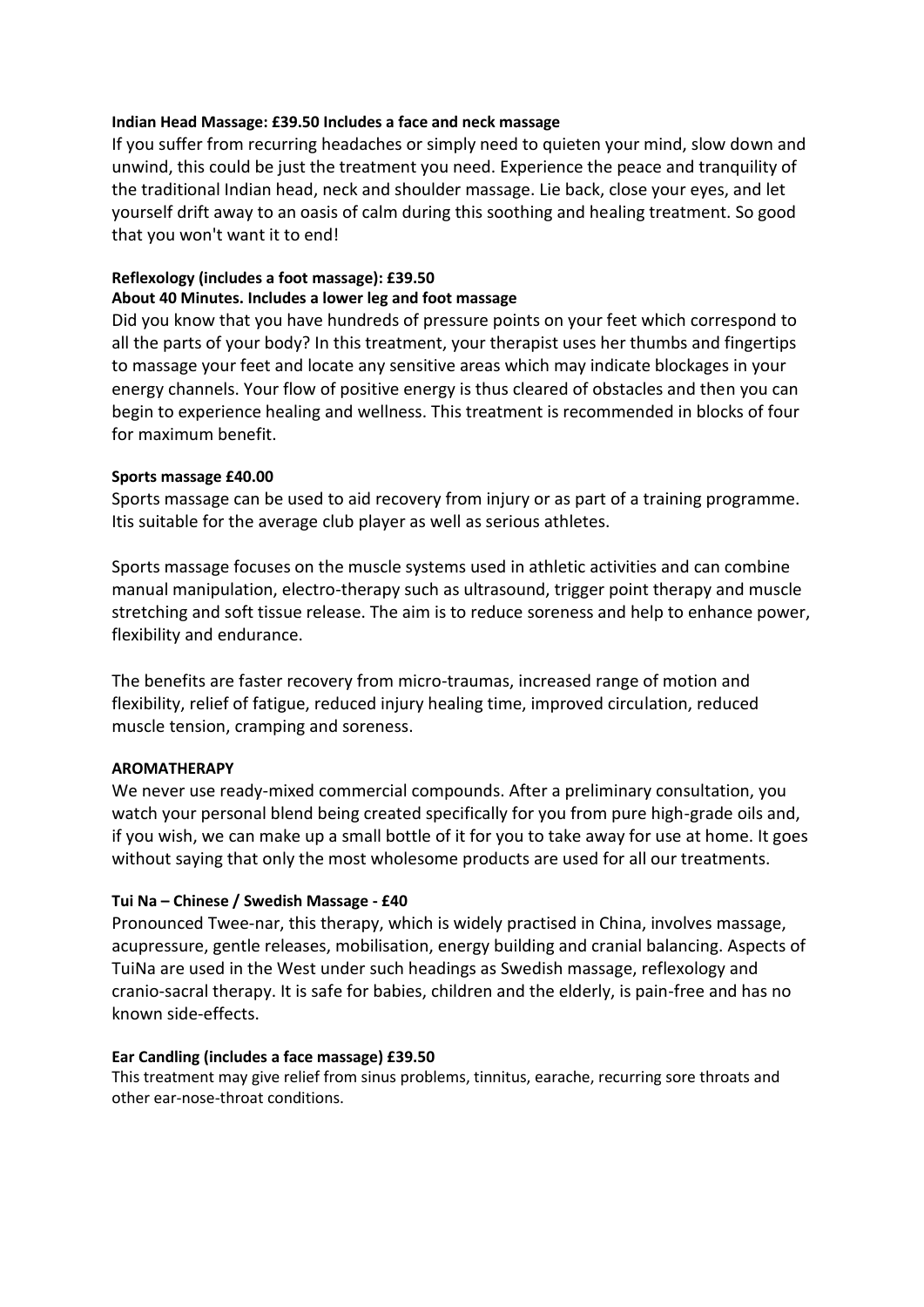**Indian Head Massage: £39.50 Includes a face and neck massage**

If you suffer from recurring headaches or simply need to quieten your mind, slow down and unwind, this could be just the treatment you need. Experience the peace and tranquility of the traditional Indian head, neck and shoulder massage. Lie back, close your eyes, and let yourself drift away to an oasis of calm during this soothing and healing treatment. So good that you won't want it to end!

**Reflexology (includes a foot massage): £39.50**

**About 40 Minutes. Includes a lower leg and foot massage**

Did you know that you have hundreds of pressure points on your feet which correspond to all the parts of your body? In this treatment, your therapist uses her thumbs and fingertips to massage your feet and locate any sensitive areas which may indicate blockages in your energy channels. Your flow of positive energy is thus cleared of obstacles and then you can begin to experience healing and wellness. This treatment is recommended in blocks of four for maximum benefit.

**Sports massage £40.00**

Sports massage can be used to aid recovery from injury or as part of a training programme. Itis suitable for the average club player as well as serious athletes.

Sports massage focuses on the muscle systems used in athletic activities and can combine manual manipulation, electro-therapy such as ultrasound, trigger point therapy and muscle stretching and soft tissue release. The aim is to reduce soreness and help to enhance power, flexibility and endurance.

The benefits are faster recovery from micro-traumas, increased range of motion and flexibility, relief of fatigue, reduced injury healing time, improved circulation, reduced muscle tension, cramping and soreness.

**AROMATHERAPY**

We never use ready-mixed commercial compounds. After a preliminary consultation, you watch your personal blend being created specifically for you from pure high-grade oils and, if you wish, we can make up a small bottle of it for you to take away for use at home. It goes without saying that only the most wholesome products are used for all our treatments.

**Tui Na – Chinese / Swedish Massage - £40**

Pronounced Twee-nar, this therapy, which is widely practised in China, involves massage, acupressure, gentle releases, mobilisation, energy building and cranial balancing. Aspects of TuiNa are used in the West under such headings as Swedish massage, reflexology and cranio-sacral therapy. It is safe for babies, children and the elderly, is pain-free and has no known side-effects.

**Ear Candling (includes a face massage) £39.50**

This treatment may give relief from sinus problems, tinnitus, earache, recurring sore throats and other ear-nose-throat conditions.